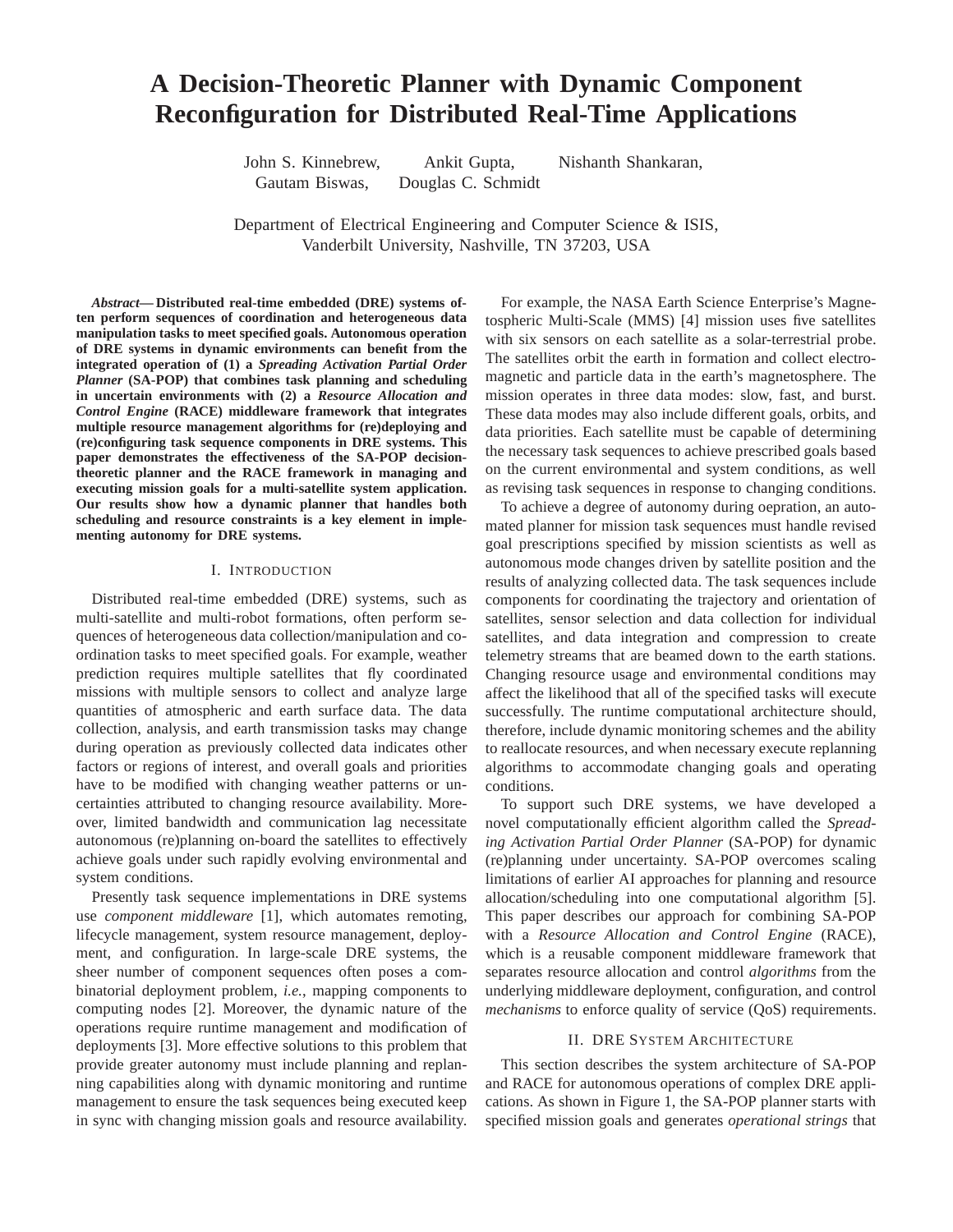# A Decision-Theoretic Planner with Dynamic Component Reconfiguration for Distributed Real-Time Applications

John S. Kinnebrew, Ankit Gupta, Nishanth Shankaran, Gautam Biswas, Douglas C. Schmidt

Department of Electrical Engineering and Computer Science & ISIS, Vanderbilt University, Nashville, TN 37203, USA

***Abstract*— Distributed real-time embedded (DRE) systems often perform sequences of coordination and heterogeneous data manipulation tasks to meet specified goals. Autonomous operation of DRE systems in dynamic environments can benefit from the integrated operation of (1) a *Spreading Activation Partial Order Planner* (SA-POP) that combines task planning and scheduling in uncertain environments with (2) a *Resource Allocation and Control Engine* (RACE) middleware framework that integrates multiple resource management algorithms for (re)deploying and (re)configuring task sequence components in DRE systems. This paper demonstrates the effectiveness of the SA-POP decision-theoretic planner and the RACE framework in managing and executing mission goals for a multi-satellite system application. Our results show how a dynamic planner that handles both scheduling and resource constraints is a key element in implementing autonomy for DRE systems.**

## I. Introduction

Distributed real-time embedded (DRE) systems, such as multi-satellite and multi-robot formations, often perform sequences of heterogeneous data collection/manipulation and coordination tasks to meet specified goals. For example, weather prediction requires multiple satellites that fly coordinated missions with multiple sensors to collect and analyze large quantities of atmospheric and earth surface data. The data collection, analysis, and earth transmission tasks may change during operation as previously collected data indicates other factors or regions of interest, and overall goals and priorities have to be modified with changing weather patterns or uncertainties attributed to changing resource availability. Moreover, limited bandwidth and communication lag necessitate autonomous (re)planning on-board the satellites to effectively achieve goals under such rapidly evolving environmental and system conditions.

Presently task sequence implementations in DRE systems use *component middleware* [1], which automates remoting, lifecycle management, system resource management, deployment, and configuration. In large-scale DRE systems, the sheer number of component sequences often poses a combinatorial deployment problem, *i.e.*, mapping components to computing nodes [2]. Moreover, the dynamic nature of the operations require runtime management and modification of deployments [3]. More effective solutions to this problem that provide greater autonomy must include planning and replanning capabilities along with dynamic monitoring and runtime management to ensure the task sequences being executed keep in sync with changing mission goals and resource availability.

For example, the NASA Earth Science Enterprise's Magnetospheric Multi-Scale (MMS) [4] mission uses five satellites with six sensors on each satellite as a solar-terrestrial probe. The satellites orbit the earth in formation and collect electromagnetic and particle data in the earth's magnetosphere. The mission operates in three data modes: slow, fast, and burst. These data modes may also include different goals, orbits, and data priorities. Each satellite must be capable of determining the necessary task sequences to achieve prescribed goals based on the current environmental and system conditions, as well as revising task sequences in response to changing conditions.

To achieve a degree of autonomy during oepration, an automated planner for mission task sequences must handle revised goal prescriptions specified by mission scientists as well as autonomous mode changes driven by satellite position and the results of analyzing collected data. The task sequences include components for coordinating the trajectory and orientation of satellites, sensor selection and data collection for individual satellites, and data integration and compression to create telemetry streams that are beamed down to the earth stations. Changing resource usage and environmental conditions may affect the likelihood that all of the specified tasks will execute successfully. The runtime computational architecture should, therefore, include dynamic monitoring schemes and the ability to reallocate resources, and when necessary execute replanning algorithms to accommodate changing goals and operating conditions.

To support such DRE systems, we have developed a novel computationally efficient algorithm called the *Spreading Activation Partial Order Planner* (SA-POP) for dynamic (re)planning under uncertainty. SA-POP overcomes scaling limitations of earlier AI approaches for planning and resource allocation/scheduling into one computational algorithm [5]. This paper describes our approach for combining SA-POP with a *Resource Allocation and Control Engine* (RACE), which is a reusable component middleware framework that separates resource allocation and control *algorithms* from the underlying middleware deployment, configuration, and control *mechanisms* to enforce quality of service (QoS) requirements.

## II. DRE System Architecture

This section describes the system architecture of SA-POP and RACE for autonomous operations of complex DRE applications. As shown in Figure 1, the SA-POP planner starts with specified mission goals and generates *operational strings* that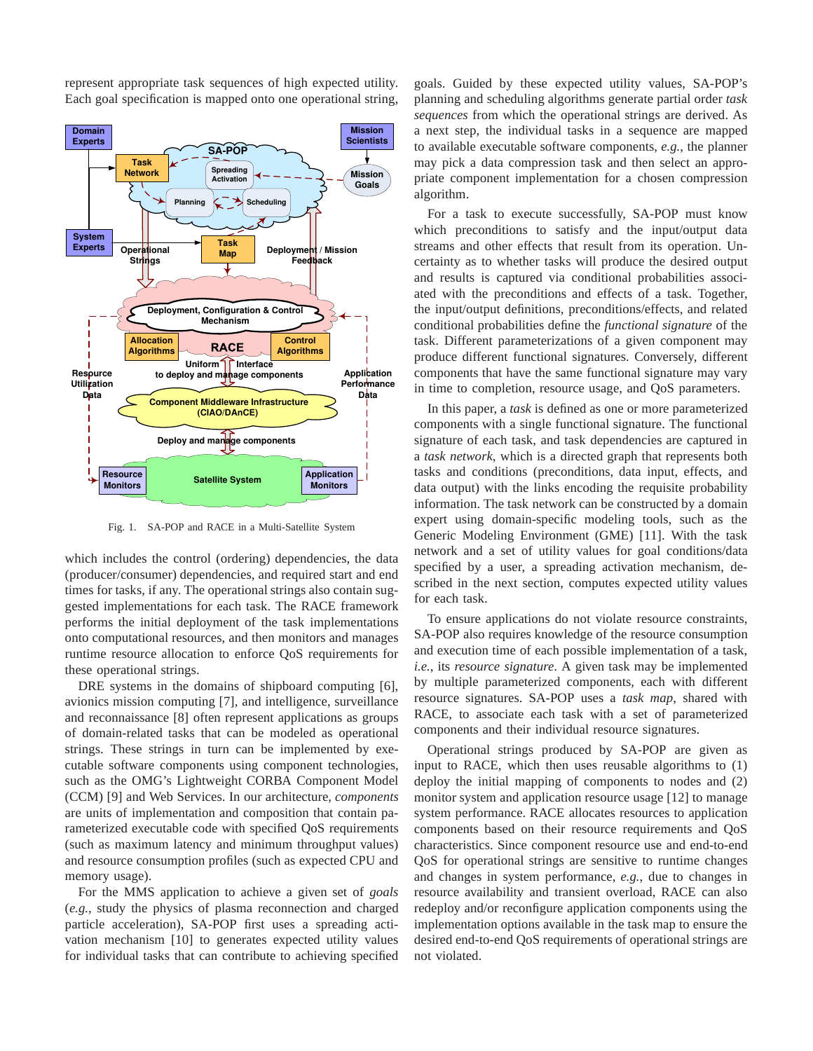represent appropriate task sequences of high expected utility. Each goal specification is mapped onto one operational string,

Fig. 1. SA-POP and RACE in a Multi-Satellite System

which includes the control (ordering) dependencies, the data (producer/consumer) dependencies, and required start and end times for tasks, if any. The operational strings also contain suggested implementations for each task. The RACE framework performs the initial deployment of the task implementations onto computational resources, and then monitors and manages runtime resource allocation to enforce QoS requirements for these operational strings.

DRE systems in the domains of shipboard computing [6], avionics mission computing [7], and intelligence, surveillance and reconnaissance [8] often represent applications as groups of domain-related tasks that can be modeled as operational strings. These strings in turn can be implemented by executable software components using component technologies, such as the OMG's Lightweight CORBA Component Model (CCM) [9] and Web Services. In our architecture, *components* are units of implementation and composition that contain parameterized executable code with specified QoS requirements (such as maximum latency and minimum throughput values) and resource consumption profiles (such as expected CPU and memory usage).

For the MMS application to achieve a given set of *goals* (*e.g.*, study the physics of plasma reconnection and charged particle acceleration), SA-POP first uses a spreading activation mechanism [10] to generates expected utility values for individual tasks that can contribute to achieving specified goals. Guided by these expected utility values, SA-POP's planning and scheduling algorithms generate partial order *task sequences* from which the operational strings are derived. As a next step, the individual tasks in a sequence are mapped to available executable software components, *e.g.*, the planner may pick a data compression task and then select an appropriate component implementation for a chosen compression algorithm.

For a task to execute successfully, SA-POP must know which preconditions to satisfy and the input/output data streams and other effects that result from its operation. Uncertainty as to whether tasks will produce the desired output and results is captured via conditional probabilities associated with the preconditions and effects of a task. Together, the input/output definitions, preconditions/effects, and related conditional probabilities define the *functional signature* of the task. Different parameterizations of a given component may produce different functional signatures. Conversely, different components that have the same functional signature may vary in time to completion, resource usage, and QoS parameters.

In this paper, a *task* is defined as one or more parameterized components with a single functional signature. The functional signature of each task, and task dependencies are captured in a *task network*, which is a directed graph that represents both tasks and conditions (preconditions, data input, effects, and data output) with the links encoding the requisite probability information. The task network can be constructed by a domain expert using domain-specific modeling tools, such as the Generic Modeling Environment (GME) [11]. With the task network and a set of utility values for goal conditions/data specified by a user, a spreading activation mechanism, described in the next section, computes expected utility values for each task.

To ensure applications do not violate resource constraints, SA-POP also requires knowledge of the resource consumption and execution time of each possible implementation of a task, *i.e.*, its *resource signature*. A given task may be implemented by multiple parameterized components, each with different resource signatures. SA-POP uses a *task map*, shared with RACE, to associate each task with a set of parameterized components and their individual resource signatures.

Operational strings produced by SA-POP are given as input to RACE, which then uses reusable algorithms to (1) deploy the initial mapping of components to nodes and (2) monitor system and application resource usage [12] to manage system performance. RACE allocates resources to application components based on their resource requirements and QoS characteristics. Since component resource use and end-to-end QoS for operational strings are sensitive to runtime changes and changes in system performance, *e.g.*, due to changes in resource availability and transient overload, RACE can also redeploy and/or reconfigure application components using the implementation options available in the task map to ensure the desired end-to-end QoS requirements of operational strings are not violated.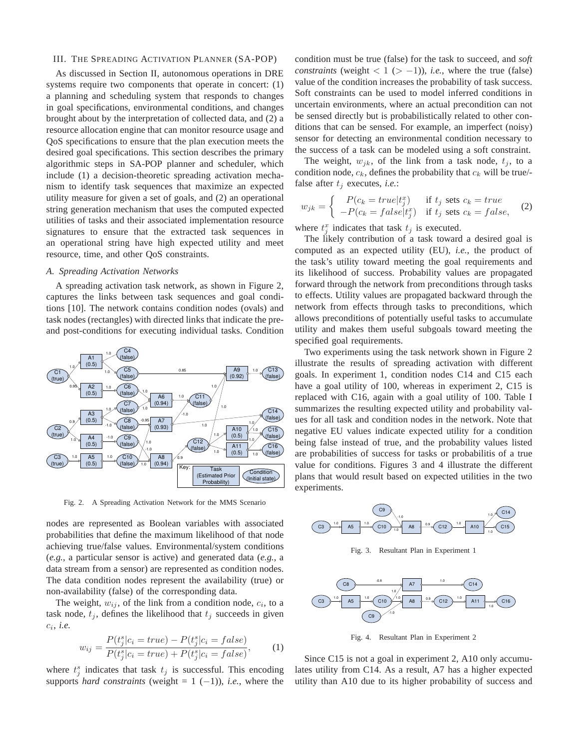## III. The Spreading Activation Planner (SA-POP)

As discussed in Section II, autonomous operations in DRE systems require two components that operate in concert: (1) a planning and scheduling system that responds to changes in goal specifications, environmental conditions, and changes brought about by the interpretation of collected data, and (2) a resource allocation engine that can monitor resource usage and QoS specifications to ensure that the plan execution meets the desired goal specifications. This section describes the primary algorithmic steps in SA-POP planner and scheduler, which include (1) a decision-theoretic spreading activation mechanism to identify task sequences that maximize an expected utility measure for given a set of goals, and (2) an operational string generation mechanism that uses the computed expected utilities of tasks and their associated implementation resource signatures to ensure that the extracted task sequences in an operational string have high expected utility and meet resource, time, and other QoS constraints.

### A. Spreading Activation Networks

A spreading activation task network, as shown in Figure 2, captures the links between task sequences and goal conditions [10]. The network contains condition nodes (ovals) and task nodes (rectangles) with directed links that indicate the pre- and post-conditions for executing individual tasks. Condition nodes are represented as Boolean variables with associated probabilities that define the maximum likelihood of that node achieving true/false values. Environmental/system conditions (*e.g.*, a particular sensor is active) and generated data (*e.g.*, a data stream from a sensor) are represented as condition nodes. The data condition nodes represent the availability (true) or non-availability (false) of the corresponding data.

Fig. 2. A Spreading Activation Network for the MMS Scenario

The weight, $w_{ij}$, of the link from a condition node, $c_i$, to a task node, $t_j$, defines the likelihood that $t_j$ succeeds in given $c_i$, *i.e.*

$$w_{ij} = \frac{P(t_j^s|c_i = true) - P(t_j^s|c_i = false)}{P(t_j^s|c_i = true) + P(t_j^s|c_i = false)}, \qquad (1)$$

where $t_j^s$ indicates that task $t_j$ is successful. This encoding supports *hard constraints* (weight = 1 ($-1$)), *i.e.*, where the condition must be true (false) for the task to succeed, and *soft constraints* (weight $< 1$ ($> -1$)), *i.e.*, where the true (false) value of the condition increases the probability of task success. Soft constraints can be used to model inferred conditions in uncertain environments, where an actual precondition can not be sensed directly but is probabilistically related to other conditions that can be sensed. For example, an imperfect (noisy) sensor for detecting an environmental condition necessary to the success of a task can be modeled using a soft constraint.

The weight, $w_{jk}$, of the link from a task node, $t_j$, to a condition node, $c_k$, defines the probability that $c_k$ will be true/-false after $t_j$ executes, *i.e.*:

$$w_{jk} = \begin{cases} P(c_k = true|t_j^x) & \text{if } t_j \text{ sets } c_k = true \\ -P(c_k = false|t_j^x) & \text{if } t_j \text{ sets } c_k = false, \end{cases} \qquad (2)$$

where $t_j^x$ indicates that task $t_j$ is executed.

The likely contribution of a task toward a desired goal is computed as an expected utility (EU), *i.e.*, the product of the task's utility toward meeting the goal requirements and its likelihood of success. Probability values are propagated forward through the network from preconditions through tasks to effects. Utility values are propagated backward through the network from effects through tasks to preconditions, which allows preconditions of potentially useful tasks to accumulate utility and makes them useful subgoals toward meeting the specified goal requirements.

Two experiments using the task network shown in Figure 2 illustrate the results of spreading activation with different goals. In experiment 1, condition nodes C14 and C15 each have a goal utility of 100, whereas in experiment 2, C15 is replaced with C16, again with a goal utility of 100. Table I summarizes the resulting expected utility and probability values for all task and condition nodes in the network. Note that negative EU values indicate expected utility for a condition being false instead of true, and the probability values listed are probabilities of success for tasks or probabilitis of a true value for conditions. Figures 3 and 4 illustrate the different plans that would result based on expected utilities in the two experiments.

Fig. 3. Resultant Plan in Experiment 1

Fig. 4. Resultant Plan in Experiment 2

Since C15 is not a goal in experiment 2, A10 only accumulates utility from C14. As a result, A7 has a higher expected utility than A10 due to its higher probability of success and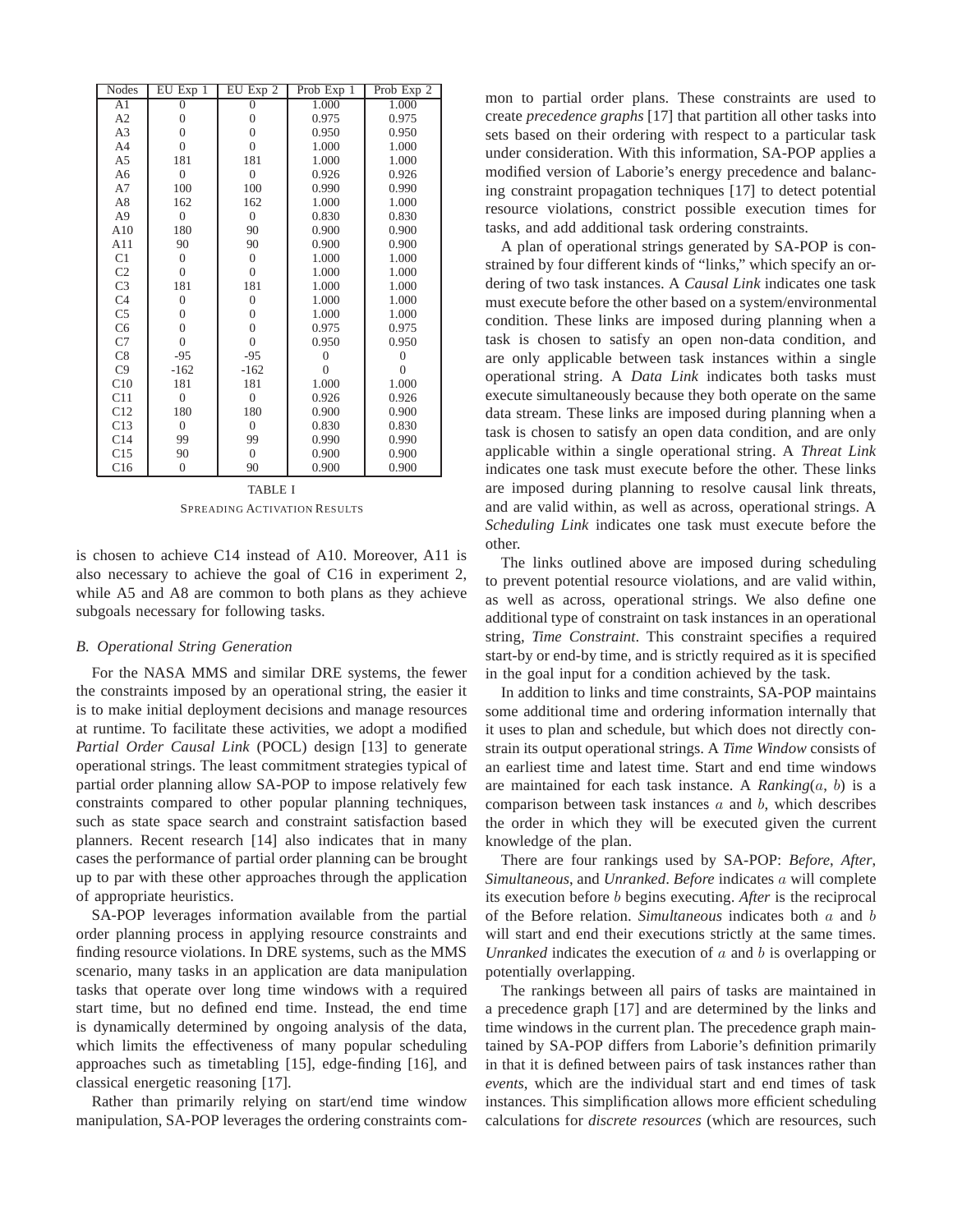| Nodes | EU Exp 1 | EU Exp 2 | Prob Exp 1 | Prob Exp 2 |
|---|---|---|---|---|
| A1 | 0 | 0 | 1.000 | 1.000 |
| A2 | 0 | 0 | 0.975 | 0.975 |
| A3 | 0 | 0 | 0.950 | 0.950 |
| A4 | 0 | 0 | 1.000 | 1.000 |
| A5 | 181 | 181 | 1.000 | 1.000 |
| A6 | 0 | 0 | 0.926 | 0.926 |
| A7 | 100 | 100 | 0.990 | 0.990 |
| A8 | 162 | 162 | 1.000 | 1.000 |
| A9 | 0 | 0 | 0.830 | 0.830 |
| A10 | 180 | 90 | 0.900 | 0.900 |
| A11 | 90 | 90 | 0.900 | 0.900 |
| C1 | 0 | 0 | 1.000 | 1.000 |
| C2 | 0 | 0 | 1.000 | 1.000 |
| C3 | 181 | 181 | 1.000 | 1.000 |
| C4 | 0 | 0 | 1.000 | 1.000 |
| C5 | 0 | 0 | 1.000 | 1.000 |
| C6 | 0 | 0 | 0.975 | 0.975 |
| C7 | 0 | 0 | 0.950 | 0.950 |
| C8 | -95 | -95 | 0 | 0 |
| C9 | -162 | -162 | 0 | 0 |
| C10 | 181 | 181 | 1.000 | 1.000 |
| C11 | 0 | 0 | 0.926 | 0.926 |
| C12 | 180 | 180 | 0.900 | 0.900 |
| C13 | 0 | 0 | 0.830 | 0.830 |
| C14 | 99 | 99 | 0.990 | 0.990 |
| C15 | 90 | 0 | 0.900 | 0.900 |
| C16 | 0 | 90 | 0.900 | 0.900 |

TABLE I

SPREADING ACTIVATION RESULTS

is chosen to achieve C14 instead of A10. Moreover, A11 is also necessary to achieve the goal of C16 in experiment 2, while A5 and A8 are common to both plans as they achieve subgoals necessary for following tasks.

### B. Operational String Generation

For the NASA MMS and similar DRE systems, the fewer the constraints imposed by an operational string, the easier it is to make initial deployment decisions and manage resources at runtime. To facilitate these activities, we adopt a modified *Partial Order Causal Link* (POCL) design [13] to generate operational strings. The least commitment strategies typical of partial order planning allow SA-POP to impose relatively few constraints compared to other popular planning techniques, such as state space search and constraint satisfaction based planners. Recent research [14] also indicates that in many cases the performance of partial order planning can be brought up to par with these other approaches through the application of appropriate heuristics.

SA-POP leverages information available from the partial order planning process in applying resource constraints and finding resource violations. In DRE systems, such as the MMS scenario, many tasks in an application are data manipulation tasks that operate over long time windows with a required start time, but no defined end time. Instead, the end time is dynamically determined by ongoing analysis of the data, which limits the effectiveness of many popular scheduling approaches such as timetabling [15], edge-finding [16], and classical energetic reasoning [17].

Rather than primarily relying on start/end time window manipulation, SA-POP leverages the ordering constraints common to partial order plans. These constraints are used to create *precedence graphs* [17] that partition all other tasks into sets based on their ordering with respect to a particular task under consideration. With this information, SA-POP applies a modified version of Laborie's energy precedence and balancing constraint propagation techniques [17] to detect potential resource violations, constrict possible execution times for tasks, and add additional task ordering constraints.

A plan of operational strings generated by SA-POP is constrained by four different kinds of "links," which specify an ordering of two task instances. A *Causal Link* indicates one task must execute before the other based on a system/environmental condition. These links are imposed during planning when a task is chosen to satisfy an open non-data condition, and are only applicable between task instances within a single operational string. A *Data Link* indicates both tasks must execute simultaneously because they both operate on the same data stream. These links are imposed during planning when a task is chosen to satisfy an open data condition, and are only applicable within a single operational string. A *Threat Link* indicates one task must execute before the other. These links are imposed during planning to resolve causal link threats, and are valid within, as well as across, operational strings. A *Scheduling Link* indicates one task must execute before the other.

The links outlined above are imposed during scheduling to prevent potential resource violations, and are valid within, as well as across, operational strings. We also define one additional type of constraint on task instances in an operational string, *Time Constraint*. This constraint specifies a required start-by or end-by time, and is strictly required as it is specified in the goal input for a condition achieved by the task.

In addition to links and time constraints, SA-POP maintains some additional time and ordering information internally that it uses to plan and schedule, but which does not directly constrain its output operational strings. A *Time Window* consists of an earliest time and latest time. Start and end time windows are maintained for each task instance. A *Ranking*($a$, $b$) is a comparison between task instances $a$ and $b$, which describes the order in which they will be executed given the current knowledge of the plan.

There are four rankings used by SA-POP: *Before*, *After*, *Simultaneous*, and *Unranked*. *Before* indicates $a$ will complete its execution before $b$ begins executing. *After* is the reciprocal of the Before relation. *Simultaneous* indicates both $a$ and $b$ will start and end their executions strictly at the same times. *Unranked* indicates the execution of $a$ and $b$ is overlapping or potentially overlapping.

The rankings between all pairs of tasks are maintained in a precedence graph [17] and are determined by the links and time windows in the current plan. The precedence graph maintained by SA-POP differs from Laborie's definition primarily in that it is defined between pairs of task instances rather than *events*, which are the individual start and end times of task instances. This simplification allows more efficient scheduling calculations for *discrete resources* (which are resources, such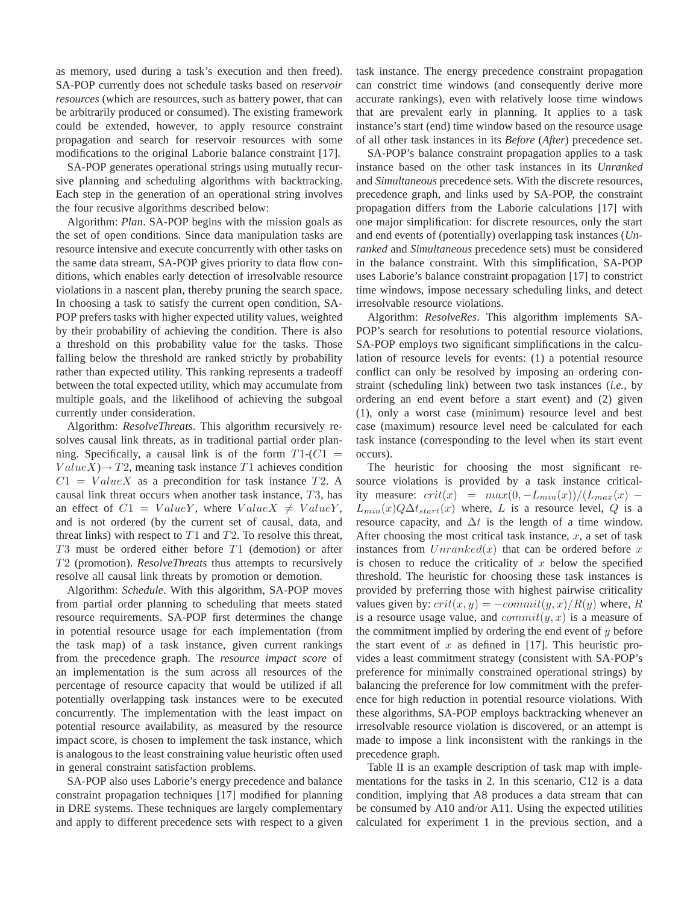as memory, used during a task's execution and then freed). SA-POP currently does not schedule tasks based on *reservoir resources* (which are resources, such as battery power, that can be arbitrarily produced or consumed). The existing framework could be extended, however, to apply resource constraint propagation and search for reservoir resources with some modifications to the original Laborie balance constraint [17].

SA-POP generates operational strings using mutually recursive planning and scheduling algorithms with backtracking. Each step in the generation of an operational string involves the four recusive algorithms described below:

Algorithm: *Plan*. SA-POP begins with the mission goals as the set of open conditions. Since data manipulation tasks are resource intensive and execute concurrently with other tasks on the same data stream, SA-POP gives priority to data flow conditions, which enables early detection of irresolvable resource violations in a nascent plan, thereby pruning the search space. In choosing a task to satisfy the current open condition, SA-POP prefers tasks with higher expected utility values, weighted by their probability of achieving the condition. There is also a threshold on this probability value for the tasks. Those falling below the threshold are ranked strictly by probability rather than expected utility. This ranking represents a tradeoff between the total expected utility, which may accumulate from multiple goals, and the likelihood of achieving the subgoal currently under consideration.

Algorithm: *ResolveThreats*. This algorithm recursively resolves causal link threats, as in traditional partial order planning. Specifically, a causal link is of the form $T1$-($C1 = ValueX$)$\rightarrow T2$, meaning task instance $T1$ achieves condition $C1 = ValueX$ as a precondition for task instance $T2$. A causal link threat occurs when another task instance, $T3$, has an effect of $C1 = ValueY$, where $ValueX \neq ValueY$, and is not ordered (by the current set of causal, data, and threat links) with respect to $T1$ and $T2$. To resolve this threat, $T3$ must be ordered either before $T1$ (demotion) or after $T2$ (promotion). *ResolveThreats* thus attempts to recursively resolve all causal link threats by promotion or demotion.

Algorithm: *Schedule*. With this algorithm, SA-POP moves from partial order planning to scheduling that meets stated resource requirements. SA-POP first determines the change in potential resource usage for each implementation (from the task map) of a task instance, given current rankings from the precedence graph. The *resource impact score* of an implementation is the sum across all resources of the percentage of resource capacity that would be utilized if all potentially overlapping task instances were to be executed concurrently. The implementation with the least impact on potential resource availability, as measured by the resource impact score, is chosen to implement the task instance, which is analogous to the least constraining value heuristic often used in general constraint satisfaction problems.

SA-POP also uses Laborie's energy precedence and balance constraint propagation techniques [17] modified for planning in DRE systems. These techniques are largely complementary and apply to different precedence sets with respect to a given task instance. The energy precedence constraint propagation can constrict time windows (and consequently derive more accurate rankings), even with relatively loose time windows that are prevalent early in planning. It applies to a task instance's start (end) time window based on the resource usage of all other task instances in its *Before* (*After*) precedence set.

SA-POP's balance constraint propagation applies to a task instance based on the other task instances in its *Unranked* and *Simultaneous* precedence sets. With the discrete resources, precedence graph, and links used by SA-POP, the constraint propagation differs from the Laborie calculations [17] with one major simplification: for discrete resources, only the start and end events of (potentially) overlapping task instances (*Unranked* and *Simultaneous* precedence sets) must be considered in the balance constraint. With this simplification, SA-POP uses Laborie's balance constraint propagation [17] to constrict time windows, impose necessary scheduling links, and detect irresolvable resource violations.

Algorithm: *ResolveRes*. This algorithm implements SA-POP's search for resolutions to potential resource violations. SA-POP employs two significant simplifications in the calculation of resource levels for events: (1) a potential resource conflict can only be resolved by imposing an ordering constraint (scheduling link) between two task instances (*i.e.*, by ordering an end event before a start event) and (2) given (1), only a worst case (minimum) resource level and best case (maximum) resource level need be calculated for each task instance (corresponding to the level when its start event occurs).

The heuristic for choosing the most significant resource violations is provided by a task instance criticality measure: $crit(x) = max(0, -L_{min}(x))/(L_{max}(x) - L_{min}(x)Q\Delta t_{start}(x)$ where, $L$ is a resource level, $Q$ is a resource capacity, and $\Delta t$ is the length of a time window. After choosing the most critical task instance, $x$, a set of task instances from $Unranked(x)$ that can be ordered before $x$ is chosen to reduce the criticality of $x$ below the specified threshold. The heuristic for choosing these task instances is provided by preferring those with highest pairwise criticality values given by: $crit(x, y) = -commit(y, x)/R(y)$ where, $R$ is a resource usage value, and $commit(y, x)$ is a measure of the commitment implied by ordering the end event of $y$ before the start event of $x$ as defined in [17]. This heuristic provides a least commitment strategy (consistent with SA-POP's preference for minimally constrained operational strings) by balancing the preference for low commitment with the preference for high reduction in potential resource violations. With these algorithms, SA-POP employs backtracking whenever an irresolvable resource violation is discovered, or an attempt is made to impose a link inconsistent with the rankings in the precedence graph.

Table II is an example description of task map with implementations for the tasks in 2. In this scenario, C12 is a data condition, implying that A8 produces a data stream that can be consumed by A10 and/or A11. Using the expected utilities calculated for experiment 1 in the previous section, and a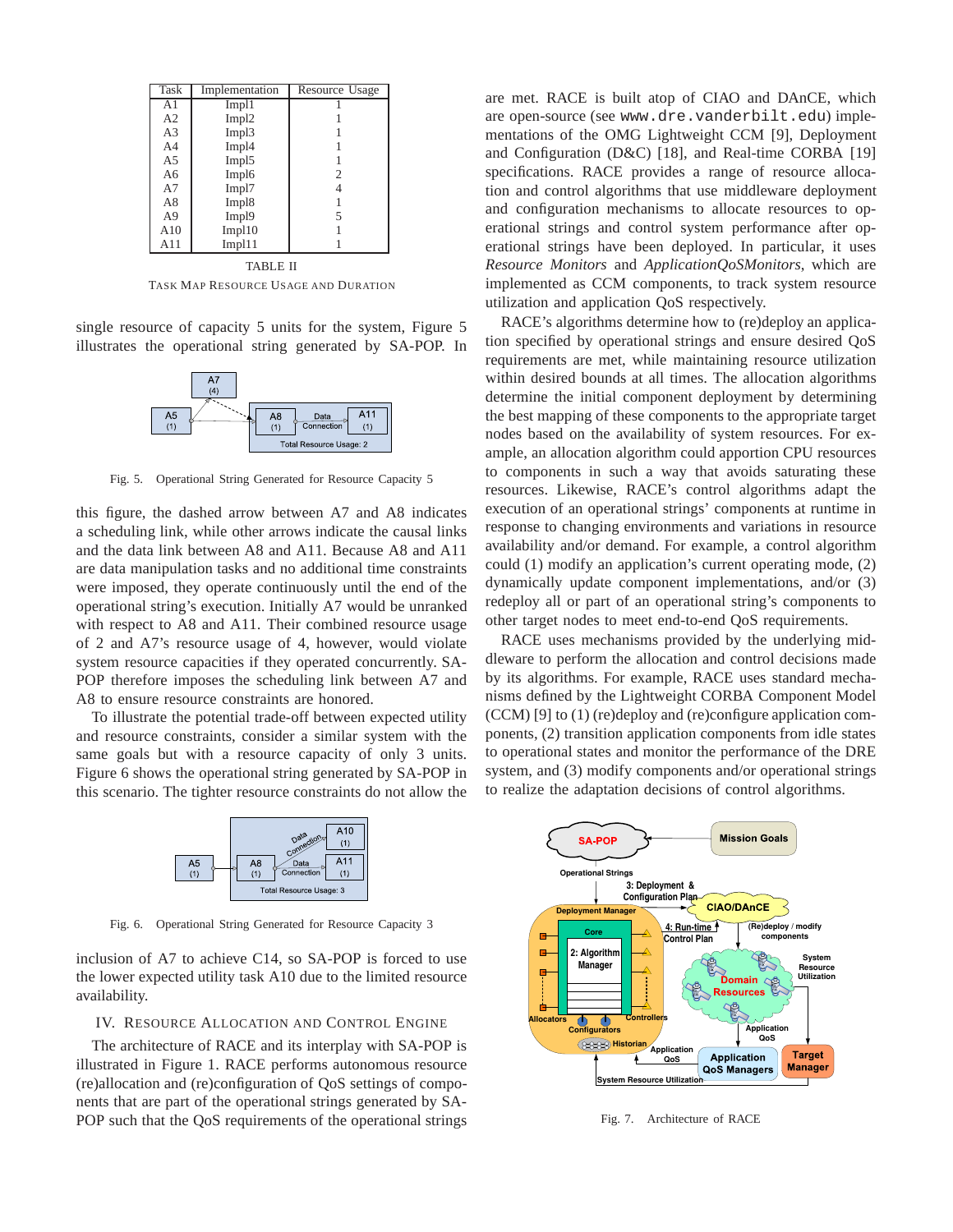| Task | Implementation | Resource Usage |
| --- | --- | --- |
| A1 | Impl1 | 1 |
| A2 | Impl2 | 1 |
| A3 | Impl3 | 1 |
| A4 | Impl4 | 1 |
| A5 | Impl5 | 1 |
| A6 | Impl6 | 2 |
| A7 | Impl7 | 4 |
| A8 | Impl8 | 1 |
| A9 | Impl9 | 5 |
| A10 | Impl10 | 1 |
| A11 | Impl11 | 1 |

TABLE II

TASK MAP RESOURCE USAGE AND DURATION

single resource of capacity 5 units for the system, Figure 5 illustrates the operational string generated by SA-POP. In

Fig. 5. Operational String Generated for Resource Capacity 5

this figure, the dashed arrow between A7 and A8 indicates a scheduling link, while other arrows indicate the causal links and the data link between A8 and A11. Because A8 and A11 are data manipulation tasks and no additional time constraints were imposed, they operate continuously until the end of the operational string's execution. Initially A7 would be unranked with respect to A8 and A11. Their combined resource usage of 2 and A7's resource usage of 4, however, would violate system resource capacities if they operated concurrently. SA-POP therefore imposes the scheduling link between A7 and A8 to ensure resource constraints are honored.

To illustrate the potential trade-off between expected utility and resource constraints, consider a similar system with the same goals but with a resource capacity of only 3 units. Figure 6 shows the operational string generated by SA-POP in this scenario. The tighter resource constraints do not allow the

Fig. 6. Operational String Generated for Resource Capacity 3

inclusion of A7 to achieve C14, so SA-POP is forced to use the lower expected utility task A10 due to the limited resource availability.

## IV. Resource Allocation and Control Engine

The architecture of RACE and its interplay with SA-POP is illustrated in Figure 1. RACE performs autonomous resource (re)allocation and (re)configuration of QoS settings of components that are part of the operational strings generated by SA-POP such that the QoS requirements of the operational strings are met. RACE is built atop of CIAO and DAnCE, which are open-source (see www.dre.vanderbilt.edu) implementations of the OMG Lightweight CCM [9], Deployment and Configuration (D&C) [18], and Real-time CORBA [19] specifications. RACE provides a range of resource allocation and control algorithms that use middleware deployment and configuration mechanisms to allocate resources to operational strings and control system performance after operational strings have been deployed. In particular, it uses *Resource Monitors* and *ApplicationQoSMonitors*, which are implemented as CCM components, to track system resource utilization and application QoS respectively.

RACE's algorithms determine how to (re)deploy an application specified by operational strings and ensure desired QoS requirements are met, while maintaining resource utilization within desired bounds at all times. The allocation algorithms determine the initial component deployment by determining the best mapping of these components to the appropriate target nodes based on the availability of system resources. For example, an allocation algorithm could apportion CPU resources to components in such a way that avoids saturating these resources. Likewise, RACE's control algorithms adapt the execution of an operational strings' components at runtime in response to changing environments and variations in resource availability and/or demand. For example, a control algorithm could (1) modify an application's current operating mode, (2) dynamically update component implementations, and/or (3) redeploy all or part of an operational string's components to other target nodes to meet end-to-end QoS requirements.

RACE uses mechanisms provided by the underlying middleware to perform the allocation and control decisions made by its algorithms. For example, RACE uses standard mechanisms defined by the Lightweight CORBA Component Model (CCM) [9] to (1) (re)deploy and (re)configure application components, (2) transition application components from idle states to operational states and monitor the performance of the DRE system, and (3) modify components and/or operational strings to realize the adaptation decisions of control algorithms.

Fig. 7. Architecture of RACE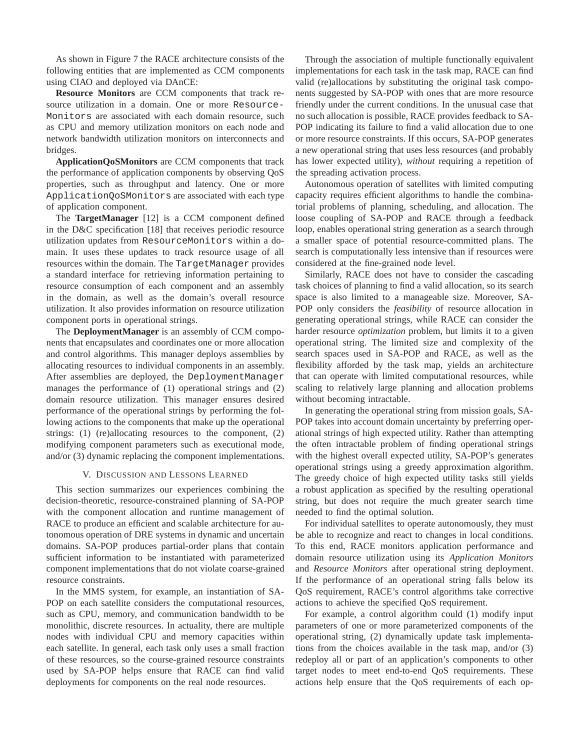As shown in Figure 7 the RACE architecture consists of the following entities that are implemented as CCM components using CIAO and deployed via DAnCE:

**Resource Monitors** are CCM components that track resource utilization in a domain. One or more `ResourceMonitors` are associated with each domain resource, such as CPU and memory utilization monitors on each node and network bandwidth utilization monitors on interconnects and bridges.

**ApplicationQoSMonitors** are CCM components that track the performance of application components by observing QoS properties, such as throughput and latency. One or more `ApplicationQoSMonitors` are associated with each type of application component.

The **TargetManager** [12] is a CCM component defined in the D&C specification [18] that receives periodic resource utilization updates from `ResourceMonitors` within a domain. It uses these updates to track resource usage of all resources within the domain. The `TargetManager` provides a standard interface for retrieving information pertaining to resource consumption of each component and an assembly in the domain, as well as the domain's overall resource utilization. It also provides information on resource utilization component ports in operational strings.

The **DeploymentManager** is an assembly of CCM components that encapsulates and coordinates one or more allocation and control algorithms. This manager deploys assemblies by allocating resources to individual components in an assembly. After assemblies are deployed, the `DeploymentManager` manages the performance of (1) operational strings and (2) domain resource utilization. This manager ensures desired performance of the operational strings by performing the following actions to the components that make up the operational strings: (1) (re)allocating resources to the component, (2) modifying component parameters such as executional mode, and/or (3) dynamic replacing the component implementations.

## V. Discussion and Lessons Learned

This section summarizes our experiences combining the decision-theoretic, resource-constrained planning of SA-POP with the component allocation and runtime management of RACE to produce an efficient and scalable architecture for autonomous operation of DRE systems in dynamic and uncertain domains. SA-POP produces partial-order plans that contain sufficient information to be instantiated with parameterized component implementations that do not violate coarse-grained resource constraints.

In the MMS system, for example, an instantiation of SA-POP on each satellite considers the computational resources, such as CPU, memory, and communication bandwidth to be monolithic, discrete resources. In actuality, there are multiple nodes with individual CPU and memory capacities within each satellite. In general, each task only uses a small fraction of these resources, so the course-grained resource constraints used by SA-POP helps ensure that RACE can find valid deployments for components on the real node resources.

Through the association of multiple functionally equivalent implementations for each task in the task map, RACE can find valid (re)allocations by substituting the original task components suggested by SA-POP with ones that are more resource friendly under the current conditions. In the unusual case that no such allocation is possible, RACE provides feedback to SA-POP indicating its failure to find a valid allocation due to one or more resource constraints. If this occurs, SA-POP generates a new operational string that uses less resources (and probably has lower expected utility), *without* requiring a repetition of the spreading activation process.

Autonomous operation of satellites with limited computing capacity requires efficient algorithms to handle the combinatorial problems of planning, scheduling, and allocation. The loose coupling of SA-POP and RACE through a feedback loop, enables operational string generation as a search through a smaller space of potential resource-committed plans. The search is computationally less intensive than if resources were considered at the fine-grained node level.

Similarly, RACE does not have to consider the cascading task choices of planning to find a valid allocation, so its search space is also limited to a manageable size. Moreover, SA-POP only considers the *feasibility* of resource allocation in generating operational strings, while RACE can consider the harder resource *optimization* problem, but limits it to a given operational string. The limited size and complexity of the search spaces used in SA-POP and RACE, as well as the flexibility afforded by the task map, yields an architecture that can operate with limited computational resources, while scaling to relatively large planning and allocation problems without becoming intractable.

In generating the operational string from mission goals, SA-POP takes into account domain uncertainty by preferring operational strings of high expected utility. Rather than attempting the often intractable problem of finding operational strings with the highest overall expected utility, SA-POP's generates operational strings using a greedy approximation algorithm. The greedy choice of high expected utility tasks still yields a robust application as specified by the resulting operational string, but does not require the much greater search time needed to find the optimal solution.

For individual satellites to operate autonomously, they must be able to recognize and react to changes in local conditions. To this end, RACE monitors application performance and domain resource utilization using its *Application Monitors* and *Resource Monitors* after operational string deployment. If the performance of an operational string falls below its QoS requirement, RACE's control algorithms take corrective actions to achieve the specified QoS requirement.

For example, a control algorithm could (1) modify input parameters of one or more parameterized components of the operational string, (2) dynamically update task implementations from the choices available in the task map, and/or (3) redeploy all or part of an application's components to other target nodes to meet end-to-end QoS requirements. These actions help ensure that the QoS requirements of each op-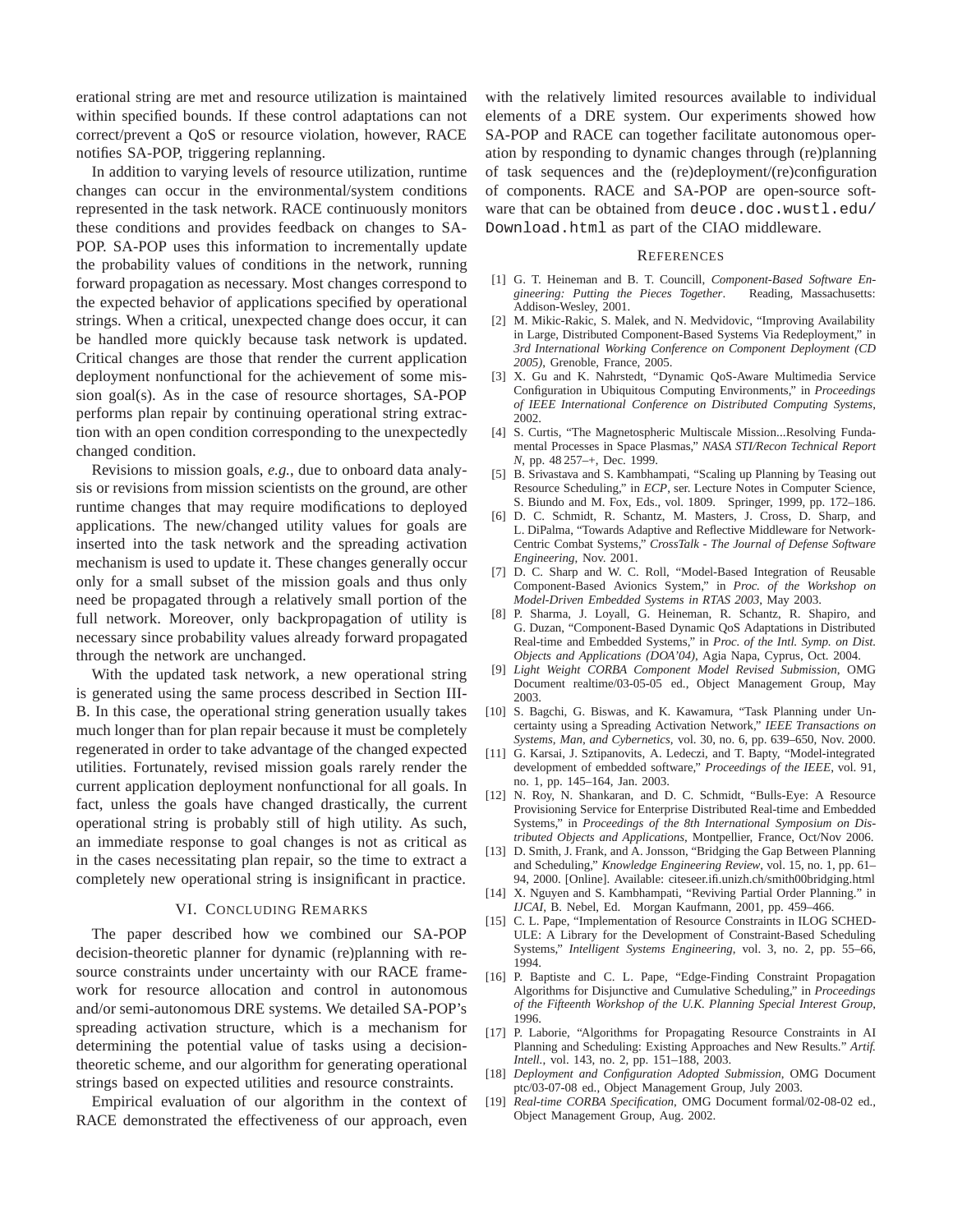erational string are met and resource utilization is maintained within specified bounds. If these control adaptations can not correct/prevent a QoS or resource violation, however, RACE notifies SA-POP, triggering replanning.

In addition to varying levels of resource utilization, runtime changes can occur in the environmental/system conditions represented in the task network. RACE continuously monitors these conditions and provides feedback on changes to SA-POP. SA-POP uses this information to incrementally update the probability values of conditions in the network, running forward propagation as necessary. Most changes correspond to the expected behavior of applications specified by operational strings. When a critical, unexpected change does occur, it can be handled more quickly because task network is updated. Critical changes are those that render the current application deployment nonfunctional for the achievement of some mission goal(s). As in the case of resource shortages, SA-POP performs plan repair by continuing operational string extraction with an open condition corresponding to the unexpectedly changed condition.

Revisions to mission goals, *e.g.*, due to onboard data analysis or revisions from mission scientists on the ground, are other runtime changes that may require modifications to deployed applications. The new/changed utility values for goals are inserted into the task network and the spreading activation mechanism is used to update it. These changes generally occur only for a small subset of the mission goals and thus only need be propagated through a relatively small portion of the full network. Moreover, only backpropagation of utility is necessary since probability values already forward propagated through the network are unchanged.

With the updated task network, a new operational string is generated using the same process described in Section III-B. In this case, the operational string generation usually takes much longer than for plan repair because it must be completely regenerated in order to take advantage of the changed expected utilities. Fortunately, revised mission goals rarely render the current application deployment nonfunctional for all goals. In fact, unless the goals have changed drastically, the current operational string is probably still of high utility. As such, an immediate response to goal changes is not as critical as in the cases necessitating plan repair, so the time to extract a completely new operational string is insignificant in practice.

## VI. Concluding Remarks

The paper described how we combined our SA-POP decision-theoretic planner for dynamic (re)planning with resource constraints under uncertainty with our RACE framework for resource allocation and control in autonomous and/or semi-autonomous DRE systems. We detailed SA-POP's spreading activation structure, which is a mechanism for determining the potential value of tasks using a decision-theoretic scheme, and our algorithm for generating operational strings based on expected utilities and resource constraints.

Empirical evaluation of our algorithm in the context of RACE demonstrated the effectiveness of our approach, even with the relatively limited resources available to individual elements of a DRE system. Our experiments showed how SA-POP and RACE can together facilitate autonomous operation by responding to dynamic changes through (re)planning of task sequences and the (re)deployment/(re)configuration of components. RACE and SA-POP are open-source software that can be obtained from `deuce.doc.wustl.edu/Download.html` as part of the CIAO middleware.

## References

[1] G. T. Heineman and B. T. Councill, *Component-Based Software Engineering: Putting the Pieces Together*. Reading, Massachusetts: Addison-Wesley, 2001.

[2] M. Mikic-Rakic, S. Malek, and N. Medvidovic, "Improving Availability in Large, Distributed Component-Based Systems Via Redeployment," in *3rd International Working Conference on Component Deployment (CD 2005)*, Grenoble, France, 2005.

[3] X. Gu and K. Nahrstedt, "Dynamic QoS-Aware Multimedia Service Configuration in Ubiquitous Computing Environments," in *Proceedings of IEEE International Conference on Distributed Computing Systems*, 2002.

[4] S. Curtis, "The Magnetospheric Multiscale Mission...Resolving Fundamental Processes in Space Plasmas," *NASA STI/Recon Technical Report N*, pp. 48 257–+, Dec. 1999.

[5] B. Srivastava and S. Kambhampati, "Scaling up Planning by Teasing out Resource Scheduling," in *ECP*, ser. Lecture Notes in Computer Science, S. Biundo and M. Fox, Eds., vol. 1809. Springer, 1999, pp. 172–186.

[6] D. C. Schmidt, R. Schantz, M. Masters, J. Cross, D. Sharp, and L. DiPalma, "Towards Adaptive and Reflective Middleware for Network-Centric Combat Systems," *CrossTalk - The Journal of Defense Software Engineering*, Nov. 2001.

[7] D. C. Sharp and W. C. Roll, "Model-Based Integration of Reusable Component-Based Avionics System," in *Proc. of the Workshop on Model-Driven Embedded Systems in RTAS 2003*, May 2003.

[8] P. Sharma, J. Loyall, G. Heineman, R. Schantz, R. Shapiro, and G. Duzan, "Component-Based Dynamic QoS Adaptations in Distributed Real-time and Embedded Systems," in *Proc. of the Intl. Symp. on Dist. Objects and Applications (DOA'04)*, Agia Napa, Cyprus, Oct. 2004.

[9] *Light Weight CORBA Component Model Revised Submission*, OMG Document realtime/03-05-05 ed., Object Management Group, May 2003.

[10] S. Bagchi, G. Biswas, and K. Kawamura, "Task Planning under Uncertainty using a Spreading Activation Network," *IEEE Transactions on Systems, Man, and Cybernetics*, vol. 30, no. 6, pp. 639–650, Nov. 2000.

[11] G. Karsai, J. Sztipanovits, A. Ledeczi, and T. Bapty, "Model-integrated development of embedded software," *Proceedings of the IEEE*, vol. 91, no. 1, pp. 145–164, Jan. 2003.

[12] N. Roy, N. Shankaran, and D. C. Schmidt, "Bulls-Eye: A Resource Provisioning Service for Enterprise Distributed Real-time and Embedded Systems," in *Proceedings of the 8th International Symposium on Distributed Objects and Applications*, Montpellier, France, Oct/Nov 2006.

[13] D. Smith, J. Frank, and A. Jonsson, "Bridging the Gap Between Planning and Scheduling," *Knowledge Engineering Review*, vol. 15, no. 1, pp. 61–94, 2000. [Online]. Available: citeseer.ifi.unizh.ch/smith00bridging.html

[14] X. Nguyen and S. Kambhampati, "Reviving Partial Order Planning." in *IJCAI*, B. Nebel, Ed. Morgan Kaufmann, 2001, pp. 459–466.

[15] C. L. Pape, "Implementation of Resource Constraints in ILOG SCHEDULE: A Library for the Development of Constraint-Based Scheduling Systems," *Intelligent Systems Engineering*, vol. 3, no. 2, pp. 55–66, 1994.

[16] P. Baptiste and C. L. Pape, "Edge-Finding Constraint Propagation Algorithms for Disjunctive and Cumulative Scheduling," in *Proceedings of the Fifteenth Workshop of the U.K. Planning Special Interest Group*, 1996.

[17] P. Laborie, "Algorithms for Propagating Resource Constraints in AI Planning and Scheduling: Existing Approaches and New Results." *Artif. Intell.*, vol. 143, no. 2, pp. 151–188, 2003.

[18] *Deployment and Configuration Adopted Submission*, OMG Document ptc/03-07-08 ed., Object Management Group, July 2003.

[19] *Real-time CORBA Specification*, OMG Document formal/02-08-02 ed., Object Management Group, Aug. 2002.